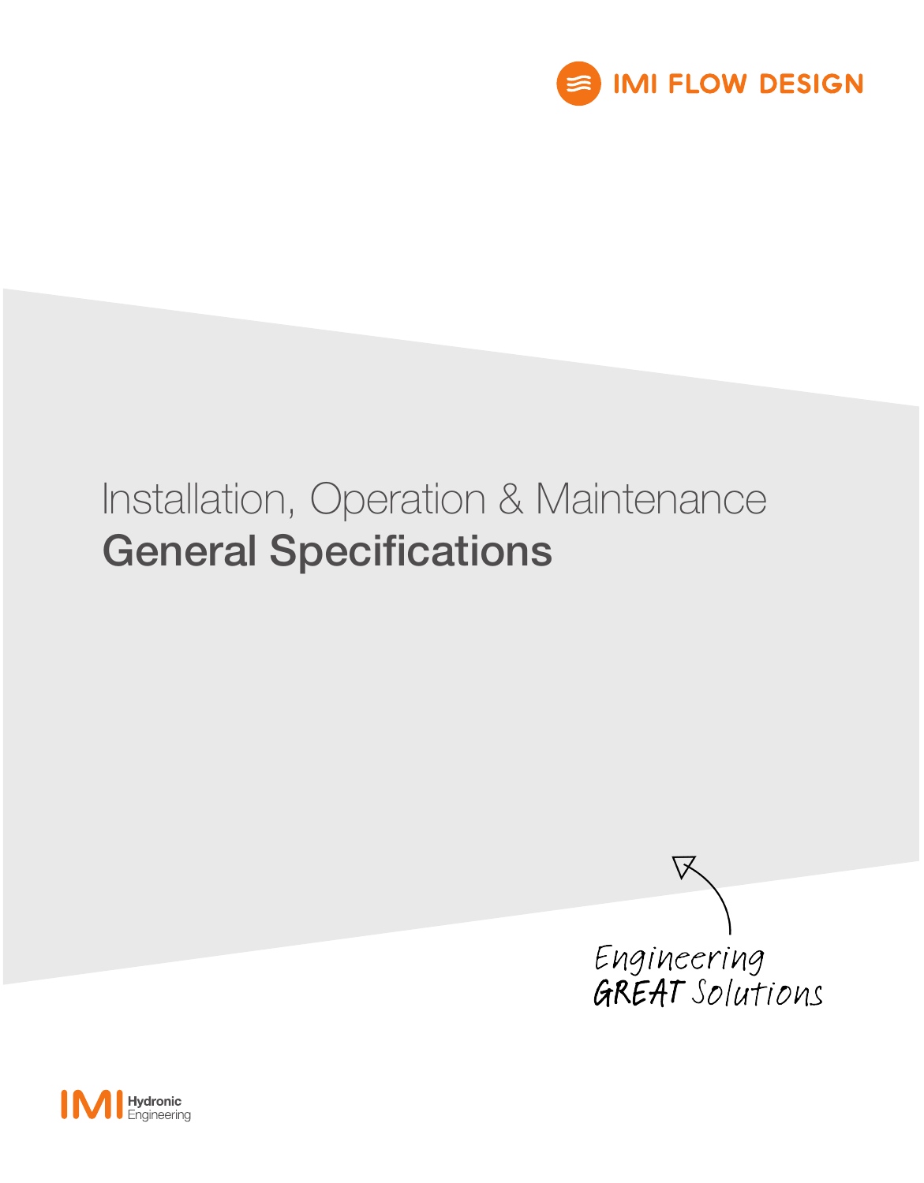IMI FLOW DESIGN

# Installation, Operation & Maintenance
# General Specifications

Engineering GREAT Solutions

IMI Hydronic Engineering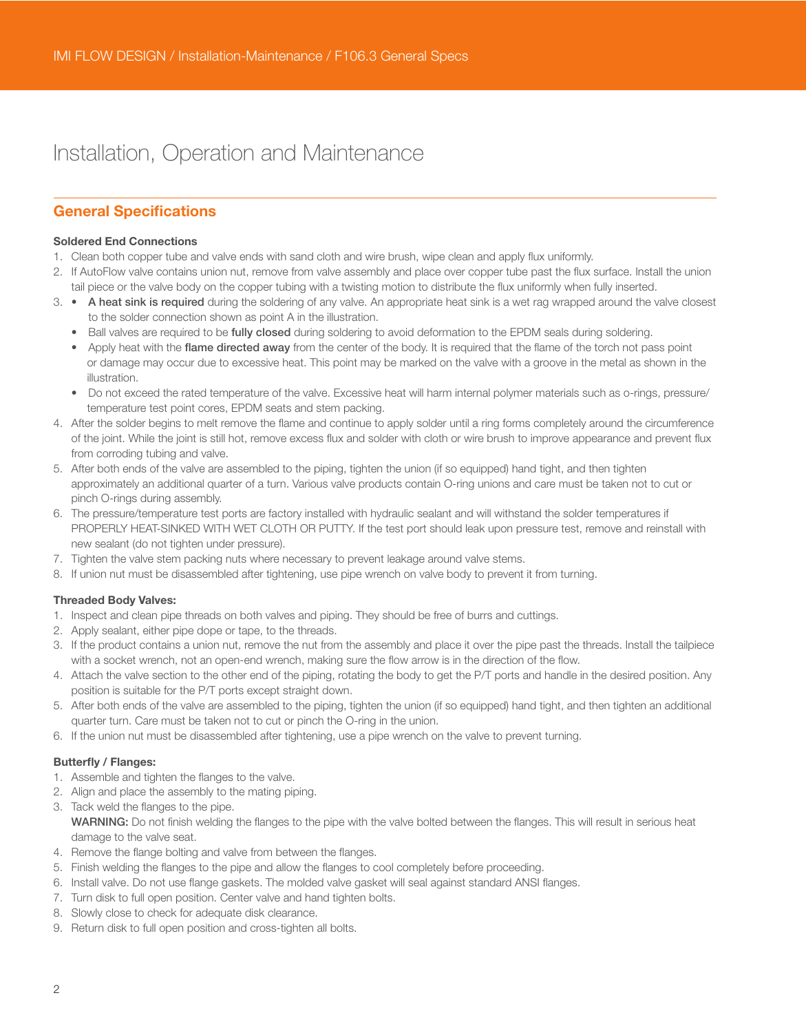# Installation, Operation and Maintenance

## General Specifications

**Soldered End Connections**

1. Clean both copper tube and valve ends with sand cloth and wire brush, wipe clean and apply flux uniformly.
2. If AutoFlow valve contains union nut, remove from valve assembly and place over copper tube past the flux surface. Install the union tail piece or the valve body on the copper tubing with a twisting motion to distribute the flux uniformly when fully inserted.
3. 
   - **A heat sink is required** during the soldering of any valve. An appropriate heat sink is a wet rag wrapped around the valve closest to the solder connection shown as point A in the illustration.
   - Ball valves are required to be **fully closed** during soldering to avoid deformation to the EPDM seals during soldering.
   - Apply heat with the **flame directed away** from the center of the body. It is required that the flame of the torch not pass point or damage may occur due to excessive heat. This point may be marked on the valve with a groove in the metal as shown in the illustration.
   - Do not exceed the rated temperature of the valve. Excessive heat will harm internal polymer materials such as o-rings, pressure/temperature test point cores, EPDM seats and stem packing.
4. After the solder begins to melt remove the flame and continue to apply solder until a ring forms completely around the circumference of the joint. While the joint is still hot, remove excess flux and solder with cloth or wire brush to improve appearance and prevent flux from corroding tubing and valve.
5. After both ends of the valve are assembled to the piping, tighten the union (if so equipped) hand tight, and then tighten approximately an additional quarter of a turn. Various valve products contain O-ring unions and care must be taken not to cut or pinch O-rings during assembly.
6. The pressure/temperature test ports are factory installed with hydraulic sealant and will withstand the solder temperatures if PROPERLY HEAT-SINKED WITH WET CLOTH OR PUTTY. If the test port should leak upon pressure test, remove and reinstall with new sealant (do not tighten under pressure).
7. Tighten the valve stem packing nuts where necessary to prevent leakage around valve stems.
8. If union nut must be disassembled after tightening, use pipe wrench on valve body to prevent it from turning.

**Threaded Body Valves:**

1. Inspect and clean pipe threads on both valves and piping. They should be free of burrs and cuttings.
2. Apply sealant, either pipe dope or tape, to the threads.
3. If the product contains a union nut, remove the nut from the assembly and place it over the pipe past the threads. Install the tailpiece with a socket wrench, not an open-end wrench, making sure the flow arrow is in the direction of the flow.
4. Attach the valve section to the other end of the piping, rotating the body to get the P/T ports and handle in the desired position. Any position is suitable for the P/T ports except straight down.
5. After both ends of the valve are assembled to the piping, tighten the union (if so equipped) hand tight, and then tighten an additional quarter turn. Care must be taken not to cut or pinch the O-ring in the union.
6. If the union nut must be disassembled after tightening, use a pipe wrench on the valve to prevent turning.

**Butterfly / Flanges:**

1. Assemble and tighten the flanges to the valve.
2. Align and place the assembly to the mating piping.
3. Tack weld the flanges to the pipe.
   **WARNING:** Do not finish welding the flanges to the pipe with the valve bolted between the flanges. This will result in serious heat damage to the valve seat.
4. Remove the flange bolting and valve from between the flanges.
5. Finish welding the flanges to the pipe and allow the flanges to cool completely before proceeding.
6. Install valve. Do not use flange gaskets. The molded valve gasket will seal against standard ANSI flanges.
7. Turn disk to full open position. Center valve and hand tighten bolts.
8. Slowly close to check for adequate disk clearance.
9. Return disk to full open position and cross-tighten all bolts.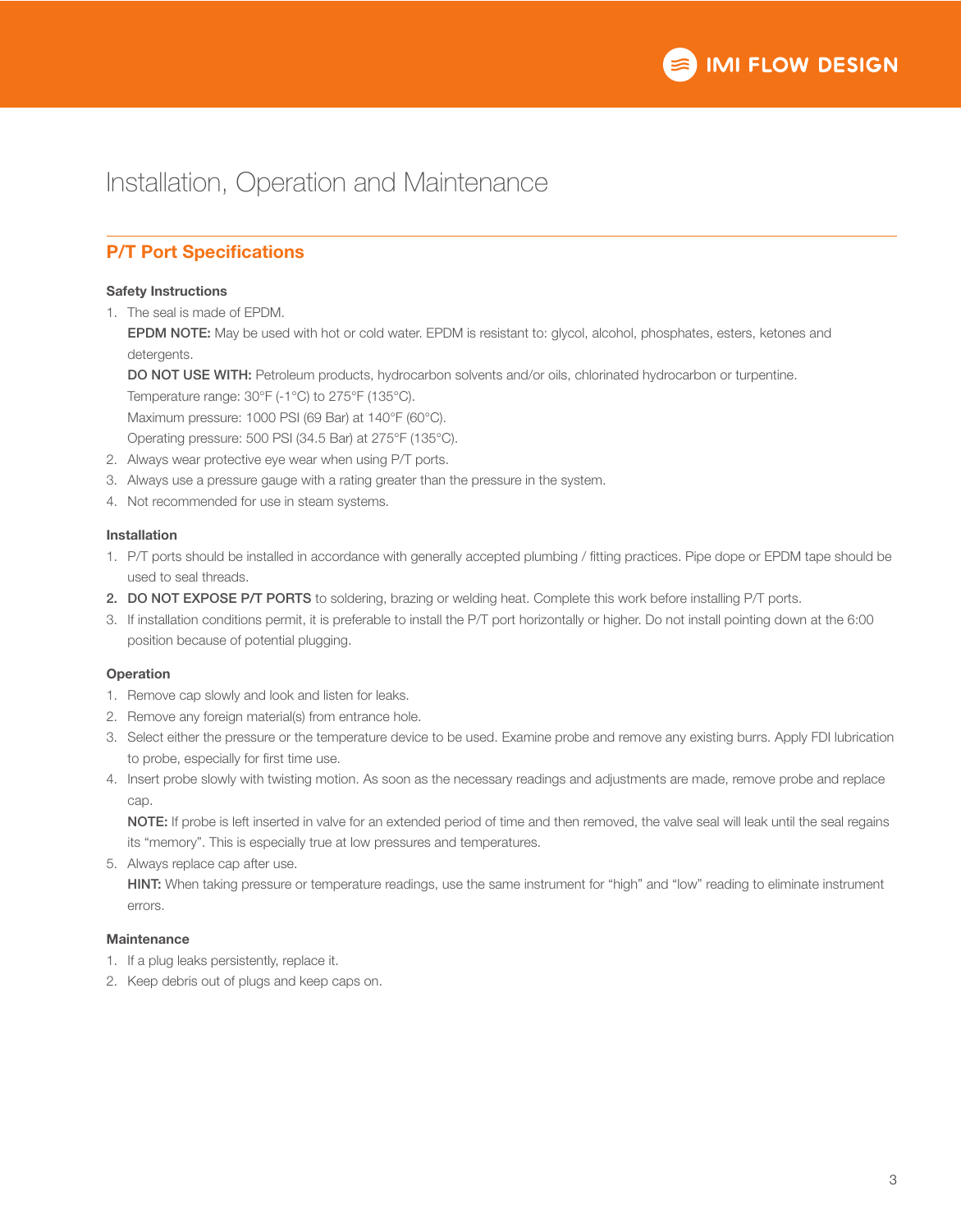# Installation, Operation and Maintenance

## P/T Port Specifications

### Safety Instructions

1. The seal is made of EPDM.

   **EPDM NOTE:** May be used with hot or cold water. EPDM is resistant to: glycol, alcohol, phosphates, esters, ketones and detergents.

   **DO NOT USE WITH:** Petroleum products, hydrocarbon solvents and/or oils, chlorinated hydrocarbon or turpentine.

   Temperature range: 30°F (-1°C) to 275°F (135°C).

   Maximum pressure: 1000 PSI (69 Bar) at 140°F (60°C).

   Operating pressure: 500 PSI (34.5 Bar) at 275°F (135°C).
2. Always wear protective eye wear when using P/T ports.
3. Always use a pressure gauge with a rating greater than the pressure in the system.
4. Not recommended for use in steam systems.

### Installation

1. P/T ports should be installed in accordance with generally accepted plumbing / fitting practices. Pipe dope or EPDM tape should be used to seal threads.
2. **DO NOT EXPOSE P/T PORTS** to soldering, brazing or welding heat. Complete this work before installing P/T ports.
3. If installation conditions permit, it is preferable to install the P/T port horizontally or higher. Do not install pointing down at the 6:00 position because of potential plugging.

### Operation

1. Remove cap slowly and look and listen for leaks.
2. Remove any foreign material(s) from entrance hole.
3. Select either the pressure or the temperature device to be used. Examine probe and remove any existing burrs. Apply FDI lubrication to probe, especially for first time use.
4. Insert probe slowly with twisting motion. As soon as the necessary readings and adjustments are made, remove probe and replace cap.

   **NOTE:** If probe is left inserted in valve for an extended period of time and then removed, the valve seal will leak until the seal regains its "memory". This is especially true at low pressures and temperatures.
5. Always replace cap after use.

   **HINT:** When taking pressure or temperature readings, use the same instrument for "high" and "low" reading to eliminate instrument errors.

### Maintenance

1. If a plug leaks persistently, replace it.
2. Keep debris out of plugs and keep caps on.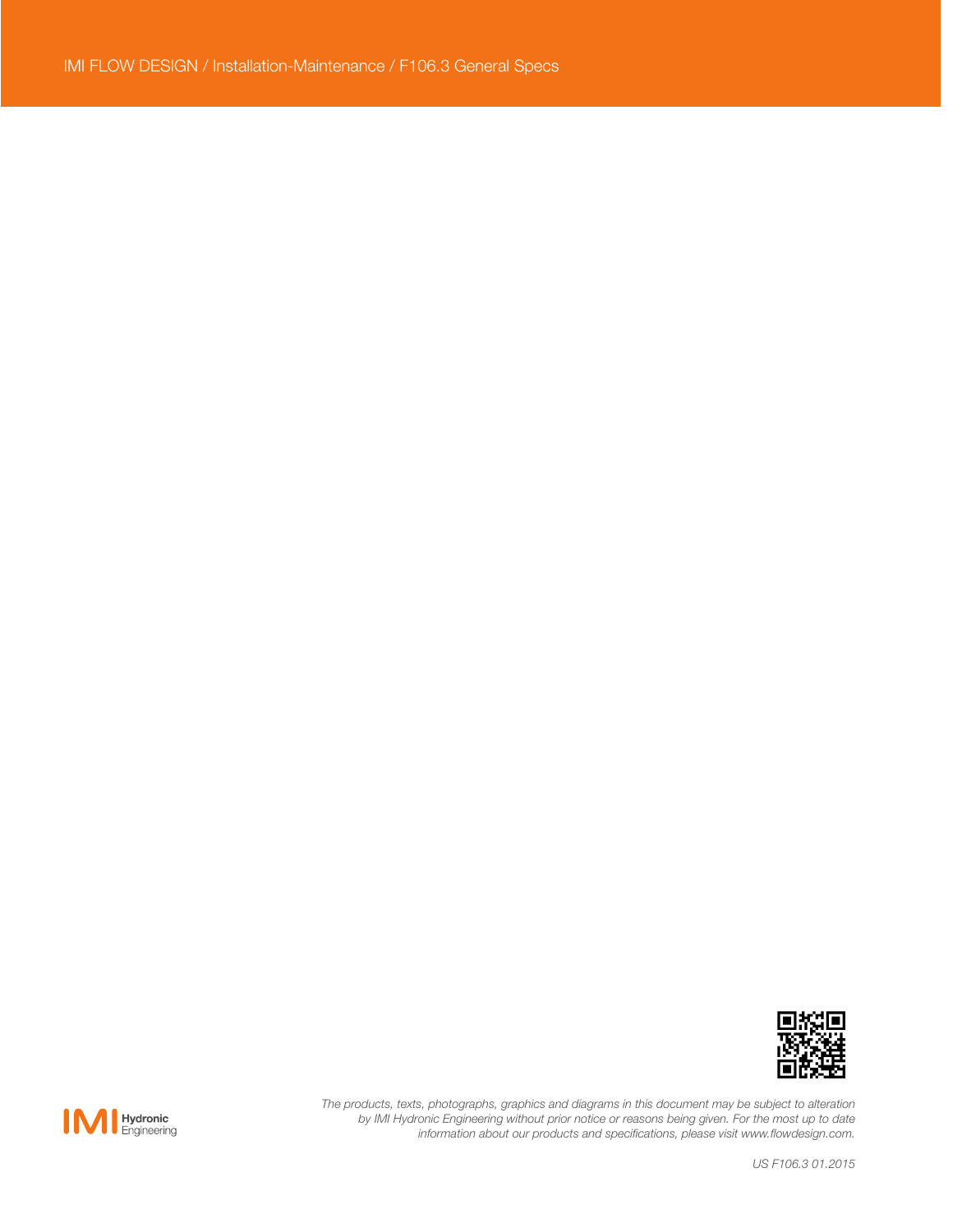*The products, texts, photographs, graphics and diagrams in this document may be subject to alteration by IMI Hydronic Engineering without prior notice or reasons being given. For the most up to date information about our products and specifications, please visit www.flowdesign.com.*

US F106.3 01.2015